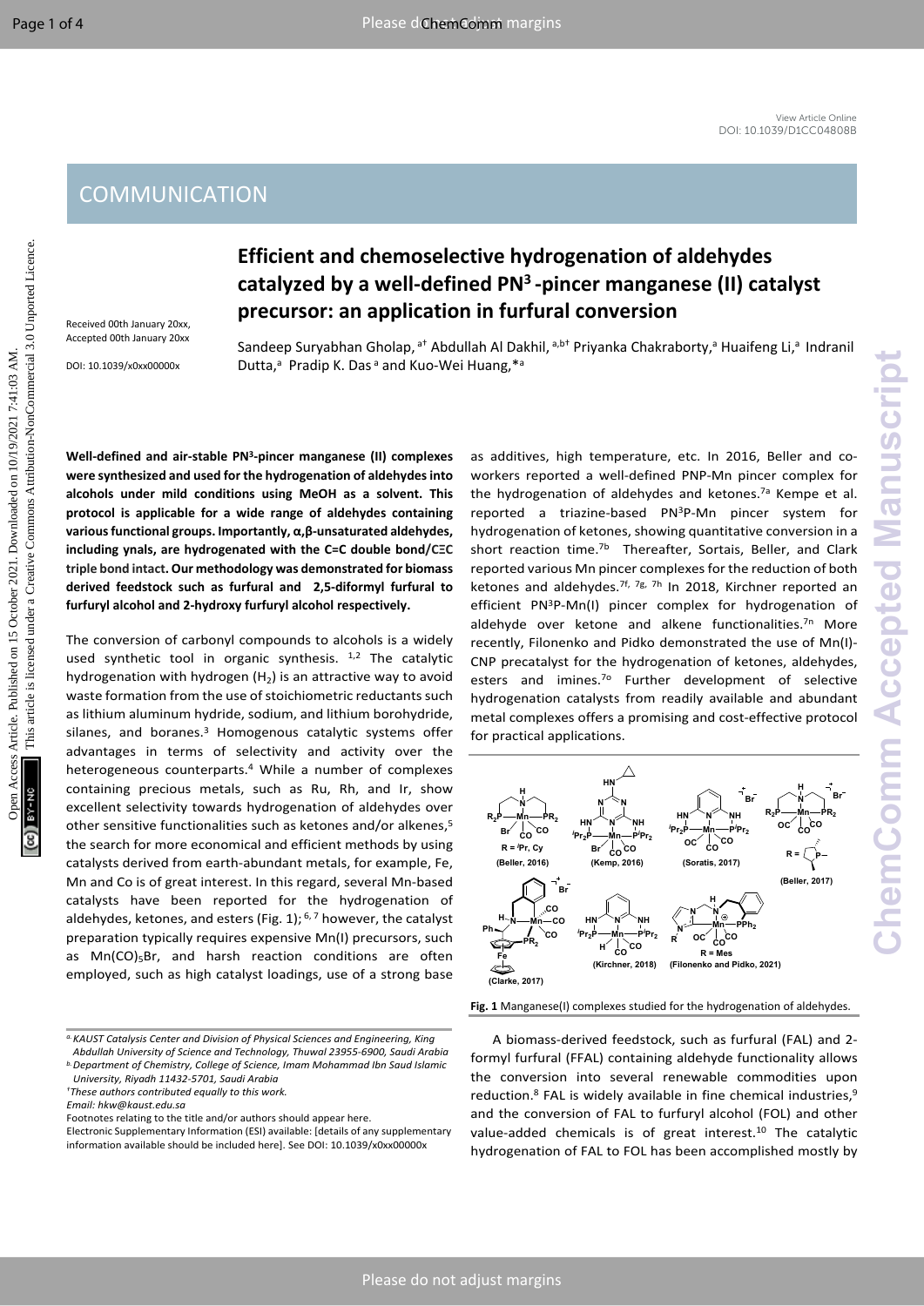# COMMUNICATION

## Efficient and chemoselective hydrogenation of aldehydes catalyzed by a well-defined PN$^3$-pincer manganese (II) catalyst precursor: an application in furfural conversion

Received 00th January 20xx, Accepted 00th January 20xx

DOI: 10.1039/x0xx00000x

Sandeep Suryabhan Gholap,[a†] Abdullah Al Dakhil,[a,b†] Priyanka Chakraborty,[a] Huaifeng Li,[a] Indranil Dutta,[a] Pradip K. Das[a] and Kuo-Wei Huang,*[a]

**Well-defined and air-stable PN$^3$-pincer manganese (II) complexes were synthesized and used for the hydrogenation of aldehydes into alcohols under mild conditions using MeOH as a solvent. This protocol is applicable for a wide range of aldehydes containing various functional groups. Importantly, α,β-unsaturated aldehydes, including ynals, are hydrogenated with the C=C double bond/C≡C triple bond intact. Our methodology was demonstrated for biomass derived feedstock such as furfural and 2,5-diformyl furfural to furfuryl alcohol and 2-hydroxy furfuryl alcohol respectively.**

The conversion of carbonyl compounds to alcohols is a widely used synthetic tool in organic synthesis.[1,2] The catalytic hydrogenation with hydrogen ($H_2$) is an attractive way to avoid waste formation from the use of stoichiometric reductants such as lithium aluminum hydride, sodium, and lithium borohydride, silanes, and boranes.[3] Homogenous catalytic systems offer advantages in terms of selectivity and activity over the heterogeneous counterparts.[4] While a number of complexes containing precious metals, such as Ru, Rh, and Ir, show excellent selectivity towards hydrogenation of aldehydes over other sensitive functionalities such as ketones and/or alkenes,[5] the search for more economical and efficient methods by using catalysts derived from earth-abundant metals, for example, Fe, Mn and Co is of great interest. In this regard, several Mn-based catalysts have been reported for the hydrogenation of aldehydes, ketones, and esters (Fig. 1);[6,7] however, the catalyst preparation typically requires expensive Mn(I) precursors, such as $Mn(CO)_5Br$, and harsh reaction conditions are often employed, such as high catalyst loadings, use of a strong base as additives, high temperature, etc. In 2016, Beller and co-workers reported a well-defined PNP-Mn pincer complex for the hydrogenation of aldehydes and ketones.[7a] Kempe et al. reported a triazine-based PN$^3$P-Mn pincer system for hydrogenation of ketones, showing quantitative conversion in a short reaction time.[7b] Thereafter, Sortais, Beller, and Clark reported various Mn pincer complexes for the reduction of both ketones and aldehydes.[7f, 7g, 7h] In 2018, Kirchner reported an efficient PN$^3$P-Mn(I) pincer complex for hydrogenation of aldehyde over ketone and alkene functionalities.[7n] More recently, Filonenko and Pidko demonstrated the use of Mn(I)-CNP precatalyst for the hydrogenation of ketones, aldehydes, esters and imines.[7o] Further development of selective hydrogenation catalysts from readily available and abundant metal complexes offers a promising and cost-effective protocol for practical applications.

**Fig. 1** Manganese(I) complexes studied for the hydrogenation of aldehydes.

A biomass-derived feedstock, such as furfural (FAL) and 2-formyl furfural (FFAL) containing aldehyde functionality allows the conversion into several renewable commodities upon reduction.[8] FAL is widely available in fine chemical industries,[9] and the conversion of FAL to furfuryl alcohol (FOL) and other value-added chemicals is of great interest.[10] The catalytic hydrogenation of FAL to FOL has been accomplished mostly by

---

[a] KAUST Catalysis Center and Division of Physical Sciences and Engineering, King Abdullah University of Science and Technology, Thuwal 23955-6900, Saudi Arabia

[b] Department of Chemistry, College of Science, Imam Mohammad Ibn Saud Islamic University, Riyadh 11432-5701, Saudi Arabia

† These authors contributed equally to this work.

Email: hkw@kaust.edu.sa

Footnotes relating to the title and/or authors should appear here.

Electronic Supplementary Information (ESI) available: [details of any supplementary information available should be included here]. See DOI: 10.1039/x0xx00000x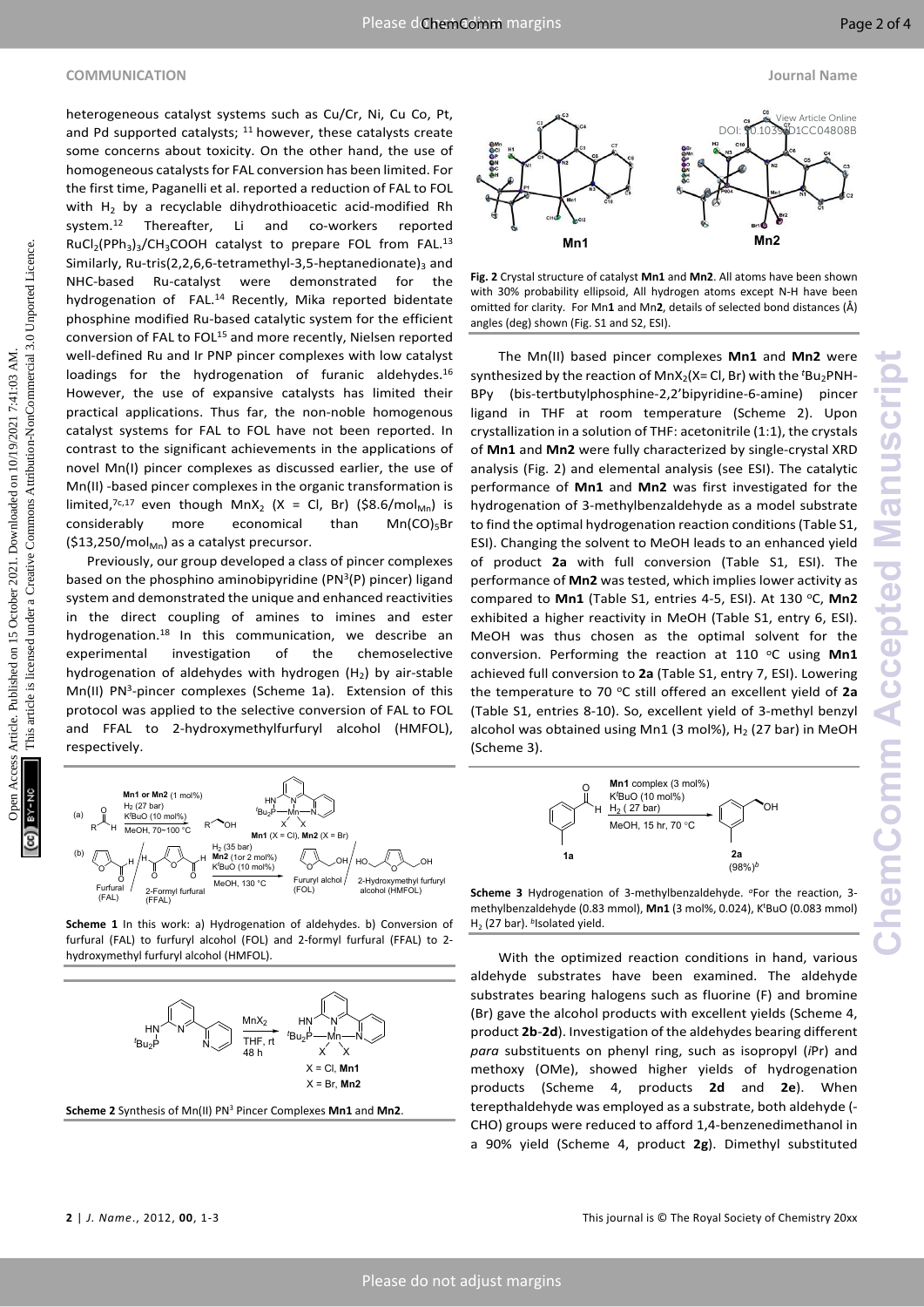heterogeneous catalyst systems such as Cu/Cr, Ni, Cu Co, Pt, and Pd supported catalysts; [11] however, these catalysts create some concerns about toxicity. On the other hand, the use of homogeneous catalysts for FAL conversion has been limited. For the first time, Paganelli et al. reported a reduction of FAL to FOL with $H_2$ by a recyclable dihydrothioacetic acid-modified Rh system.[12] Thereafter, Li and co-workers reported $RuCl_2(PPh_3)_3/CH_3COOH$ catalyst to prepare FOL from FAL.[13] Similarly, Ru-tris(2,2,6,6-tetramethyl-3,5-heptanedionate)$_3$ and NHC-based Ru-catalyst were demonstrated for the hydrogenation of FAL.[14] Recently, Mika reported bidentate phosphine modified Ru-based catalytic system for the efficient conversion of FAL to FOL[15] and more recently, Nielsen reported well-defined Ru and Ir PNP pincer complexes with low catalyst loadings for the hydrogenation of furanic aldehydes.[16] However, the use of expansive catalysts has limited their practical applications. Thus far, the non-noble homogenous catalyst systems for FAL to FOL have not been reported. In contrast to the significant achievements in the applications of novel Mn(I) pincer complexes as discussed earlier, the use of Mn(II) -based pincer complexes in the organic transformation is limited,[7c,17] even though $MnX_2$ (X = Cl, Br) (\$8.6/mol$_{Mn}$) is considerably more economical than $Mn(CO)_5Br$ (\$13,250/mol$_{Mn}$) as a catalyst precursor.

Previously, our group developed a class of pincer complexes based on the phosphino aminobipyridine (PN$^3$(P) pincer) ligand system and demonstrated the unique and enhanced reactivities in the direct coupling of amines to imines and ester hydrogenation.[18] In this communication, we describe an experimental investigation of the chemoselective hydrogenation of aldehydes with hydrogen ($H_2$) by air-stable Mn(II) PN$^3$-pincer complexes (Scheme 1a). Extension of this protocol was applied to the selective conversion of FAL to FOL and FFAL to 2-hydroxymethylfurfuryl alcohol (HMFOL), respectively.

**Scheme 1** In this work: a) Hydrogenation of aldehydes. b) Conversion of furfural (FAL) to furfuryl alcohol (FOL) and 2-formyl furfural (FFAL) to 2-hydroxymethyl furfuryl alcohol (HMFOL).

**Scheme 2** Synthesis of Mn(II) PN$^3$ Pincer Complexes **Mn1** and **Mn2**.

**Fig. 2** Crystal structure of catalyst **Mn1** and **Mn2**. All atoms have been shown with 30% probability ellipsoid, All hydrogen atoms except N-H have been omitted for clarity. For Mn**1** and Mn**2**, details of selected bond distances (Å) angles (deg) shown (Fig. S1 and S2, ESI).

The Mn(II) based pincer complexes **Mn1** and **Mn2** were synthesized by the reaction of $MnX_2$(X= Cl, Br) with the $^t$Bu$_2$PNH-BPy (bis-tertbutylphosphine-2,2'bipyridine-6-amine) pincer ligand in THF at room temperature (Scheme 2). Upon crystallization in a solution of THF: acetonitrile (1:1), the crystals of **Mn1** and **Mn2** were fully characterized by single-crystal XRD analysis (Fig. 2) and elemental analysis (see ESI). The catalytic performance of **Mn1** and **Mn2** was first investigated for the hydrogenation of 3-methylbenzaldehyde as a model substrate to find the optimal hydrogenation reaction conditions (Table S1, ESI). Changing the solvent to MeOH leads to an enhanced yield of product **2a** with full conversion (Table S1, ESI). The performance of **Mn2** was tested, which implies lower activity as compared to **Mn1** (Table S1, entries 4-5, ESI). At 130 °C, **Mn2** exhibited a higher reactivity in MeOH (Table S1, entry 6, ESI). MeOH was thus chosen as the optimal solvent for the conversion. Performing the reaction at 110 °C using **Mn1** achieved full conversion to **2a** (Table S1, entry 7, ESI). Lowering the temperature to 70 °C still offered an excellent yield of **2a** (Table S1, entries 8-10). So, excellent yield of 3-methyl benzyl alcohol was obtained using Mn1 (3 mol%), $H_2$ (27 bar) in MeOH (Scheme 3).

**Scheme 3** Hydrogenation of 3-methylbenzaldehyde. [a]For the reaction, 3-methylbenzaldehyde (0.83 mmol), **Mn1** (3 mol%, 0.024), K$^t$BuO (0.083 mmol) $H_2$ (27 bar). [b]Isolated yield.

With the optimized reaction conditions in hand, various aldehyde substrates have been examined. The aldehyde substrates bearing halogens such as fluorine (F) and bromine (Br) gave the alcohol products with excellent yields (Scheme 4, product **2b**-**2d**). Investigation of the aldehydes bearing different *para* substituents on phenyl ring, such as isopropyl (*i*Pr) and methoxy (OMe), showed higher yields of hydrogenation products (Scheme 4, products **2d** and **2e**). When terepthaldehyde was employed as a substrate, both aldehyde (-CHO) groups were reduced to afford 1,4-benzenedimethanol in a 90% yield (Scheme 4, product **2g**). Dimethyl substituted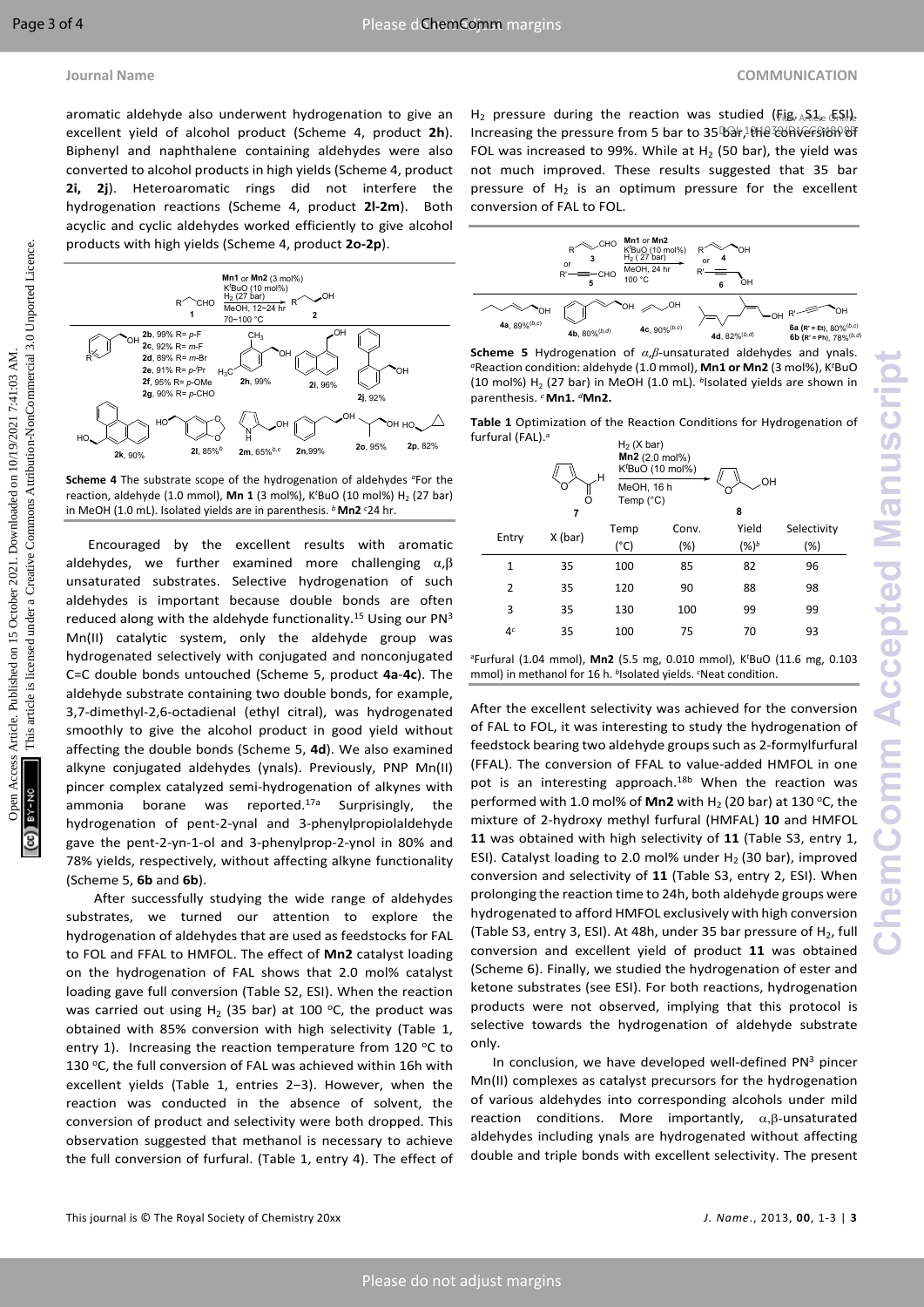aromatic aldehyde also underwent hydrogenation to give an excellent yield of alcohol product (Scheme 4, product **2h**). Biphenyl and naphthalene containing aldehydes were also converted to alcohol products in high yields (Scheme 4, product **2i, 2j**). Heteroaromatic rings did not interfere the hydrogenation reactions (Scheme 4, product **2l-2m**). Both acyclic and cyclic aldehydes worked efficiently to give alcohol products with high yields (Scheme 4, product **2o-2p**).

**Scheme 4** The substrate scope of the hydrogenation of aldehydes [a]For the reaction, aldehyde (1.0 mmol), **Mn 1** (3 mol%), $K^tBuO$ (10 mol%) $H_2$ (27 bar) in MeOH (1.0 mL). Isolated yields are in parenthesis. [b] **Mn2** [c]24 hr.

Encouraged by the excellent results with aromatic aldehydes, we further examined more challenging $\alpha,\beta$ unsaturated substrates. Selective hydrogenation of such aldehydes is important because double bonds are often reduced along with the aldehyde functionality.[15] Using our $PN^3$ Mn(II) catalytic system, only the aldehyde group was hydrogenated selectively with conjugated and nonconjugated C=C double bonds untouched (Scheme 5, product **4a**-**4c**). The aldehyde substrate containing two double bonds, for example, 3,7-dimethyl-2,6-octadienal (ethyl citral), was hydrogenated smoothly to give the alcohol product in good yield without affecting the double bonds (Scheme 5, **4d**). We also examined alkyne conjugated aldehydes (ynals). Previously, PNP Mn(II) pincer complex catalyzed semi-hydrogenation of alkynes with ammonia borane was reported.[17a] Surprisingly, the hydrogenation of pent-2-ynal and 3-phenylpropiolaldehyde gave the pent-2-yn-1-ol and 3-phenylprop-2-ynol in 80% and 78% yields, respectively, without affecting alkyne functionality (Scheme 5, **6b** and **6b**).

After successfully studying the wide range of aldehydes substrates, we turned our attention to explore the hydrogenation of aldehydes that are used as feedstocks for FAL to FOL and FFAL to HMFOL. The effect of **Mn2** catalyst loading on the hydrogenation of FAL shows that 2.0 mol% catalyst loading gave full conversion (Table S2, ESI). When the reaction was carried out using $H_2$ (35 bar) at 100 °C, the product was obtained with 85% conversion with high selectivity (Table 1, entry 1). Increasing the reaction temperature from 120 °C to 130 °C, the full conversion of FAL was achieved within 16h with excellent yields (Table 1, entries 2−3). However, when the reaction was conducted in the absence of solvent, the conversion of product and selectivity were both dropped. This observation suggested that methanol is necessary to achieve the full conversion of furfural. (Table 1, entry 4). The effect of $H_2$ pressure during the reaction was studied (Fig. S1, ESI). Increasing the pressure from 5 bar to 35 bar, the conversion of FOL was increased to 99%. While at $H_2$ (50 bar), the yield was not much improved. These results suggested that 35 bar pressure of $H_2$ is an optimum pressure for the excellent conversion of FAL to FOL.

**Scheme 5** Hydrogenation of $\alpha,\beta$-unsaturated aldehydes and ynals. [a]Reaction condition: aldehyde (1.0 mmol), **Mn1 or Mn2** (3 mol%), $K^tBuO$ (10 mol%) $H_2$ (27 bar) in MeOH (1.0 mL). [b]Isolated yields are shown in parenthesis. [c] **Mn1.** [d]**Mn2.**

**Table 1** Optimization of the Reaction Conditions for Hydrogenation of furfural (FAL).[a]

| Entry | X (bar) | Temp (°C) | Conv. (%) | Yield (%)[b] | Selectivity (%) |
|---|---|---|---|---|---|
| 1 | 35 | 100 | 85 | 82 | 96 |
| 2 | 35 | 120 | 90 | 88 | 98 |
| 3 | 35 | 130 | 100 | 99 | 99 |
| 4[c] | 35 | 100 | 75 | 70 | 93 |

[a]Furfural (1.04 mmol), **Mn2** (5.5 mg, 0.010 mmol), $K^tBuO$ (11.6 mg, 0.103 mmol) in methanol for 16 h. [b]Isolated yields. [c]Neat condition.

After the excellent selectivity was achieved for the conversion of FAL to FOL, it was interesting to study the hydrogenation of feedstock bearing two aldehyde groups such as 2-formylfurfural (FFAL). The conversion of FFAL to value-added HMFOL in one pot is an interesting approach.[18b] When the reaction was performed with 1.0 mol% of **Mn2** with $H_2$ (20 bar) at 130 °C, the mixture of 2-hydroxy methyl furfural (HMFAL) **10** and HMFOL **11** was obtained with high selectivity of **11** (Table S3, entry 1, ESI). Catalyst loading to 2.0 mol% under $H_2$ (30 bar), improved conversion and selectivity of **11** (Table S3, entry 2, ESI). When prolonging the reaction time to 24h, both aldehyde groups were hydrogenated to afford HMFOL exclusively with high conversion (Table S3, entry 3, ESI). At 48h, under 35 bar pressure of $H_2$, full conversion and excellent yield of product **11** was obtained (Scheme 6). Finally, we studied the hydrogenation of ester and ketone substrates (see ESI). For both reactions, hydrogenation products were not observed, implying that this protocol is selective towards the hydrogenation of aldehyde substrate only.

In conclusion, we have developed well-defined $PN^3$ pincer Mn(II) complexes as catalyst precursors for the hydrogenation of various aldehydes into corresponding alcohols under mild reaction conditions. More importantly, $\alpha,\beta$-unsaturated aldehydes including ynals are hydrogenated without affecting double and triple bonds with excellent selectivity. The present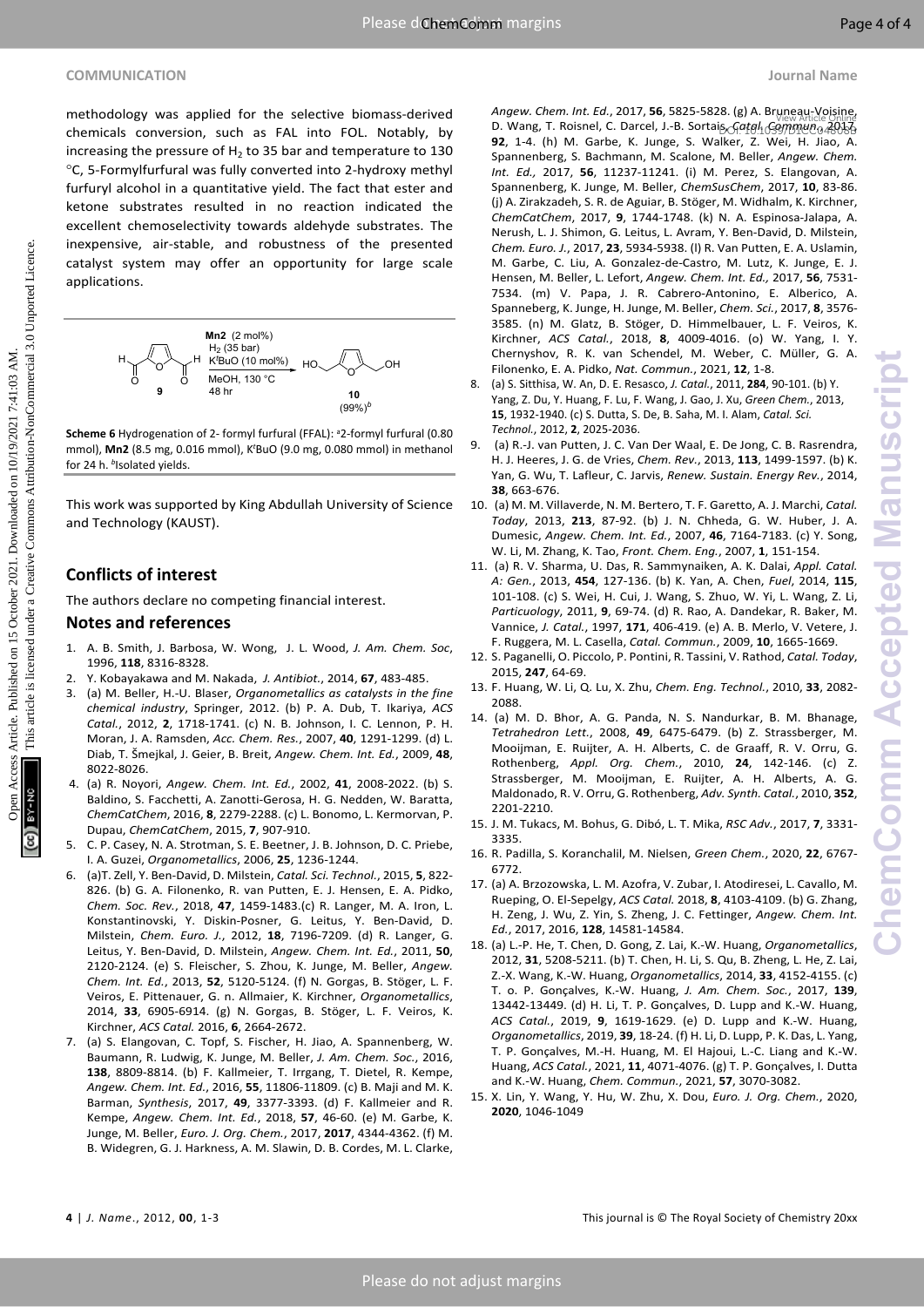methodology was applied for the selective biomass-derived chemicals conversion, such as FAL into FOL. Notably, by increasing the pressure of $H_2$ to 35 bar and temperature to 130 °C, 5-Formylfurfural was fully converted into 2-hydroxy methyl furfuryl alcohol in a quantitative yield. The fact that ester and ketone substrates resulted in no reaction indicated the excellent chemoselectivity towards aldehyde substrates. The inexpensive, air-stable, and robustness of the presented catalyst system may offer an opportunity for large scale applications.

**Mn2** (2 mol%)
$H_2$ (35 bar)
K$^t$BuO (10 mol%)
MeOH, 130 °C
48 hr
9
10
(99%)[b]

**Scheme 6** Hydrogenation of 2- formyl furfural (FFAL): [a]2-formyl furfural (0.80 mmol), **Mn2** (8.5 mg, 0.016 mmol), K$^t$BuO (9.0 mg, 0.080 mmol) in methanol for 24 h. [b]Isolated yields.

This work was supported by King Abdullah University of Science and Technology (KAUST).

## Conflicts of interest

The authors declare no competing financial interest.

## Notes and references

1. A. B. Smith, J. Barbosa, W. Wong, J. L. Wood, *J. Am. Chem. Soc*, 1996, **118**, 8316-8328.
2. Y. Kobayakawa and M. Nakada, *J. Antibiot.*, 2014, **67**, 483-485.
3. (a) M. Beller, H.-U. Blaser, *Organometallics as catalysts in the fine chemical industry*, Springer, 2012. (b) P. A. Dub, T. Ikariya, *ACS Catal.*, 2012, **2**, 1718-1741. (c) N. B. Johnson, I. C. Lennon, P. H. Moran, J. A. Ramsden, *Acc. Chem. Res.*, 2007, **40**, 1291-1299. (d) L. Diab, T. Šmejkal, J. Geier, B. Breit, *Angew. Chem. Int. Ed.*, 2009, **48**, 8022-8026.
4. (a) R. Noyori, *Angew. Chem. Int. Ed.*, 2002, **41**, 2008-2022. (b) S. Baldino, S. Facchetti, A. Zanotti-Gerosa, H. G. Nedden, W. Baratta, *ChemCatChem*, 2016, **8**, 2279-2288. (c) L. Bonomo, L. Kermorvan, P. Dupau, *ChemCatChem*, 2015, **7**, 907-910.
5. C. P. Casey, N. A. Strotman, S. E. Beetner, J. B. Johnson, D. C. Priebe, I. A. Guzei, *Organometallics*, 2006, **25**, 1236-1244.
6. (a)T. Zell, Y. Ben-David, D. Milstein, *Catal. Sci. Technol.*, 2015, **5**, 822-826. (b) G. A. Filonenko, R. van Putten, E. J. Hensen, E. A. Pidko, *Chem. Soc. Rev.*, 2018, **47**, 1459-1483.(c) R. Langer, M. A. Iron, L. Konstantinovski, Y. Diskin-Posner, G. Leitus, Y. Ben-David, D. Milstein, *Chem. Euro. J.*, 2012, **18**, 7196-7209. (d) R. Langer, G. Leitus, Y. Ben-David, D. Milstein, *Angew. Chem. Int. Ed.*, 2011, **50**, 2120-2124. (e) S. Fleischer, S. Zhou, K. Junge, M. Beller, *Angew. Chem. Int. Ed.*, 2013, **52**, 5120-5124. (f) N. Gorgas, B. Stöger, L. F. Veiros, E. Pittenauer, G. n. Allmaier, K. Kirchner, *Organometallics*, 2014, **33**, 6905-6914. (g) N. Gorgas, B. Stöger, L. F. Veiros, K. Kirchner, *ACS Catal.* 2016, **6**, 2664-2672.
7. (a) S. Elangovan, C. Topf, S. Fischer, H. Jiao, A. Spannenberg, W. Baumann, R. Ludwig, K. Junge, M. Beller, *J. Am. Chem. Soc.*, 2016, **138**, 8809-8814. (b) F. Kallmeier, T. Irrgang, T. Dietel, R. Kempe, *Angew. Chem. Int. Ed.*, 2016, **55**, 11806-11809. (c) B. Maji and M. K. Barman, *Synthesis*, 2017, **49**, 3377-3393. (d) F. Kallmeier and R. Kempe, *Angew. Chem. Int. Ed.*, 2018, **57**, 46-60. (e) M. Garbe, K. Junge, M. Beller, *Euro. J. Org. Chem.*, 2017, **2017**, 4344-4362. (f) M. B. Widegren, G. J. Harkness, A. M. Slawin, D. B. Cordes, M. L. Clarke, *Angew. Chem. Int. Ed.*, 2017, **56**, 5825-5828. (g) A. Bruneau-Voisine, D. Wang, T. Roisnel, C. Darcel, J.-B. Sortais, *Catal. Commun.*, 2017, **92**, 1-4. (h) M. Garbe, K. Junge, S. Walker, Z. Wei, H. Jiao, A. Spannenberg, S. Bachmann, M. Scalone, M. Beller, *Angew. Chem. Int. Ed.*, 2017, **56**, 11237-11241. (i) M. Perez, S. Elangovan, A. Spannenberg, K. Junge, M. Beller, *ChemSusChem*, 2017, **10**, 83-86. (j) A. Zirakzadeh, S. R. de Aguiar, B. Stöger, M. Widhalm, K. Kirchner, *ChemCatChem*, 2017, **9**, 1744-1748. (k) N. A. Espinosa-Jalapa, A. Nerush, L. J. Shimon, G. Leitus, L. Avram, Y. Ben-David, D. Milstein, *Chem. Euro. J.*, 2017, **23**, 5934-5938. (l) R. Van Putten, E. A. Uslamin, M. Garbe, C. Liu, A. Gonzalez-de-Castro, M. Lutz, K. Junge, E. J. Hensen, M. Beller, L. Lefort, *Angew. Chem. Int. Ed.*, 2017, **56**, 7531-7534. (m) V. Papa, J. R. Cabrero-Antonino, E. Alberico, A. Spanneberg, K. Junge, H. Junge, M. Beller, *Chem. Sci.*, 2017, **8**, 3576-3585. (n) M. Glatz, B. Stöger, D. Himmelbauer, L. F. Veiros, K. Kirchner, *ACS Catal.*, 2018, **8**, 4009-4016. (o) W. Yang, I. Y. Chernyshov, R. K. van Schendel, M. Weber, C. Müller, G. A. Filonenko, E. A. Pidko, *Nat. Commun.*, 2021, **12**, 1-8.
8. (a) S. Sitthisa, W. An, D. E. Resasco, *J. Catal.*, 2011, **284**, 90-101. (b) Y. Yang, Z. Du, Y. Huang, F. Lu, F. Wang, J. Gao, J. Xu, *Green Chem.*, 2013, **15**, 1932-1940. (c) S. Dutta, S. De, B. Saha, M. I. Alam, *Catal. Sci. Technol.*, 2012, **2**, 2025-2036.
9. (a) R.-J. van Putten, J. C. Van Der Waal, E. De Jong, C. B. Rasrendra, H. J. Heeres, J. G. de Vries, *Chem. Rev.*, 2013, **113**, 1499-1597. (b) K. Yan, G. Wu, T. Lafleur, C. Jarvis, *Renew. Sustain. Energy Rev.*, 2014, **38**, 663-676.
10. (a) M. M. Villaverde, N. M. Bertero, T. F. Garetto, A. J. Marchi, *Catal. Today*, 2013, **213**, 87-92. (b) J. N. Chheda, G. W. Huber, J. A. Dumesic, *Angew. Chem. Int. Ed.*, 2007, **46**, 7164-7183. (c) Y. Song, W. Li, M. Zhang, K. Tao, *Front. Chem. Eng.*, 2007, **1**, 151-154.
11. (a) R. V. Sharma, U. Das, R. Sammynaiken, A. K. Dalai, *Appl. Catal. A: Gen.*, 2013, **454**, 127-136. (b) K. Yan, A. Chen, *Fuel*, 2014, **115**, 101-108. (c) S. Wei, H. Cui, J. Wang, S. Zhuo, W. Yi, L. Wang, Z. Li, *Particuology*, 2011, **9**, 69-74. (d) R. Rao, A. Dandekar, R. Baker, M. Vannice, *J. Catal.*, 1997, **171**, 406-419. (e) A. B. Merlo, V. Vetere, J. F. Ruggera, M. L. Casella, *Catal. Commun.*, 2009, **10**, 1665-1669.
12. S. Paganelli, O. Piccolo, P. Pontini, R. Tassini, V. Rathod, *Catal. Today*, 2015, **247**, 64-69.
13. F. Huang, W. Li, Q. Lu, X. Zhu, *Chem. Eng. Technol.*, 2010, **33**, 2082-2088.
14. (a) M. D. Bhor, A. G. Panda, N. S. Nandurkar, B. M. Bhanage, *Tetrahedron Lett.*, 2008, **49**, 6475-6479. (b) Z. Strassberger, M. Mooijman, E. Ruijter, A. H. Alberts, C. de Graaff, R. V. Orru, G. Rothenberg, *Appl. Org. Chem.*, 2010, **24**, 142-146. (c) Z. Strassberger, M. Mooijman, E. Ruijter, A. H. Alberts, A. G. Maldonado, R. V. Orru, G. Rothenberg, *Adv. Synth. Catal.*, 2010, **352**, 2201-2210.
15. J. M. Tukacs, M. Bohus, G. Dibó, L. T. Mika, *RSC Adv.*, 2017, **7**, 3331-3335.
16. R. Padilla, S. Koranchalil, M. Nielsen, *Green Chem.*, 2020, **22**, 6767-6772.
17. (a) A. Brzozowska, L. M. Azofra, V. Zubar, I. Atodiresei, L. Cavallo, M. Rueping, O. El-Sepelgy, *ACS Catal.* 2018, **8**, 4103-4109. (b) G. Zhang, H. Zeng, J. Wu, Z. Yin, S. Zheng, J. C. Fettinger, *Angew. Chem. Int. Ed.*, 2017, 2016, **128**, 14581-14584.
18. (a) L.-P. He, T. Chen, D. Gong, Z. Lai, K.-W. Huang, *Organometallics*, 2012, **31**, 5208-5211. (b) T. Chen, H. Li, S. Qu, B. Zheng, L. He, Z. Lai, Z.-X. Wang, K.-W. Huang, *Organometallics*, 2014, **33**, 4152-4155. (c) T. o. P. Gonçalves, K.-W. Huang, *J. Am. Chem. Soc.*, 2017, **139**, 13442-13449. (d) H. Li, T. P. Gonçalves, D. Lupp and K.-W. Huang, *ACS Catal.*, 2019, **9**, 1619-1629. (e) D. Lupp and K.-W. Huang, *Organometallics*, 2019, **39**, 18-24. (f) H. Li, D. Lupp, P. K. Das, L. Yang, T. P. Gonçalves, M.-H. Huang, M. El Hajoui, L.-C. Liang and K.-W. Huang, *ACS Catal.*, 2021, **11**, 4071-4076. (g) T. P. Gonçalves, I. Dutta and K.-W. Huang, *Chem. Commun.*, 2021, **57**, 3070-3082.
15. X. Lin, Y. Wang, Y. Hu, W. Zhu, X. Dou, *Euro. J. Org. Chem.*, 2020, **2020**, 1046-1049